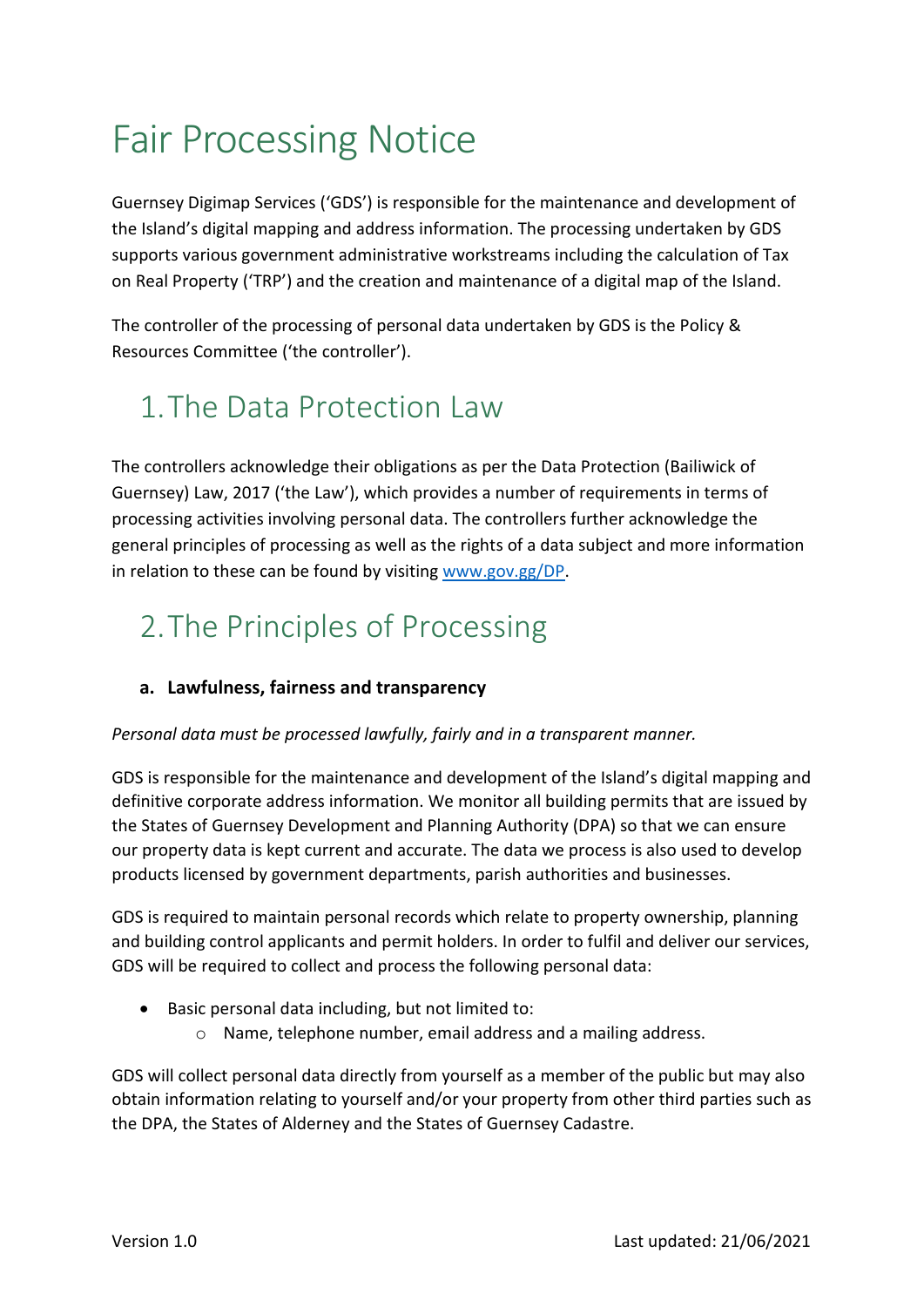# Fair Processing Notice

Guernsey Digimap Services ('GDS') is responsible for the maintenance and development of the Island's digital mapping and address information. The processing undertaken by GDS supports various government administrative workstreams including the calculation of Tax on Real Property ('TRP') and the creation and maintenance of a digital map of the Island.

The controller of the processing of personal data undertaken by GDS is the Policy & Resources Committee ('the controller').

## 1. The Data Protection Law

The controllers acknowledge their obligations as per the Data Protection (Bailiwick of Guernsey) Law, 2017 ('the Law'), which provides a number of requirements in terms of processing activities involving personal data. The controllers further acknowledge the general principles of processing as well as the rights of a data subject and more information in relation to these can be found by visiting www.gov.gg/DP.

## 2. The Principles of Processing

### a. Lawfulness, fairness and transparency

*Personal data must be processed lawfully, fairly and in a transparent manner.*

GDS is responsible for the maintenance and development of the Island's digital mapping and definitive corporate address information. We monitor all building permits that are issued by the States of Guernsey Development and Planning Authority (DPA) so that we can ensure our property data is kept current and accurate. The data we process is also used to develop products licensed by government departments, parish authorities and businesses.

GDS is required to maintain personal records which relate to property ownership, planning and building control applicants and permit holders. In order to fulfil and deliver our services, GDS will be required to collect and process the following personal data:

- Basic personal data including, but not limited to:
  - Name, telephone number, email address and a mailing address.

GDS will collect personal data directly from yourself as a member of the public but may also obtain information relating to yourself and/or your property from other third parties such as the DPA, the States of Alderney and the States of Guernsey Cadastre.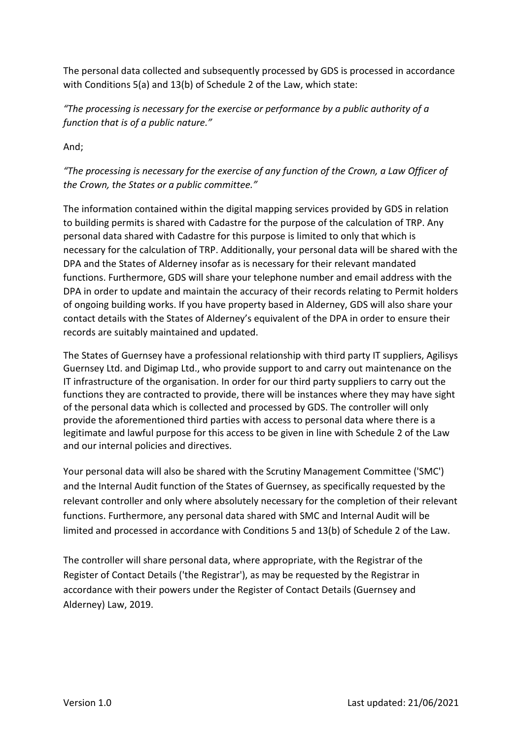The personal data collected and subsequently processed by GDS is processed in accordance with Conditions 5(a) and 13(b) of Schedule 2 of the Law, which state:

*"The processing is necessary for the exercise or performance by a public authority of a function that is of a public nature."*

And;

*"The processing is necessary for the exercise of any function of the Crown, a Law Officer of the Crown, the States or a public committee."*

The information contained within the digital mapping services provided by GDS in relation to building permits is shared with Cadastre for the purpose of the calculation of TRP. Any personal data shared with Cadastre for this purpose is limited to only that which is necessary for the calculation of TRP. Additionally, your personal data will be shared with the DPA and the States of Alderney insofar as is necessary for their relevant mandated functions. Furthermore, GDS will share your telephone number and email address with the DPA in order to update and maintain the accuracy of their records relating to Permit holders of ongoing building works. If you have property based in Alderney, GDS will also share your contact details with the States of Alderney's equivalent of the DPA in order to ensure their records are suitably maintained and updated.

The States of Guernsey have a professional relationship with third party IT suppliers, Agilisys Guernsey Ltd. and Digimap Ltd., who provide support to and carry out maintenance on the IT infrastructure of the organisation. In order for our third party suppliers to carry out the functions they are contracted to provide, there will be instances where they may have sight of the personal data which is collected and processed by GDS. The controller will only provide the aforementioned third parties with access to personal data where there is a legitimate and lawful purpose for this access to be given in line with Schedule 2 of the Law and our internal policies and directives.

Your personal data will also be shared with the Scrutiny Management Committee ('SMC') and the Internal Audit function of the States of Guernsey, as specifically requested by the relevant controller and only where absolutely necessary for the completion of their relevant functions. Furthermore, any personal data shared with SMC and Internal Audit will be limited and processed in accordance with Conditions 5 and 13(b) of Schedule 2 of the Law.

The controller will share personal data, where appropriate, with the Registrar of the Register of Contact Details ('the Registrar'), as may be requested by the Registrar in accordance with their powers under the Register of Contact Details (Guernsey and Alderney) Law, 2019.

Version 1.0 Last updated: 21/06/2021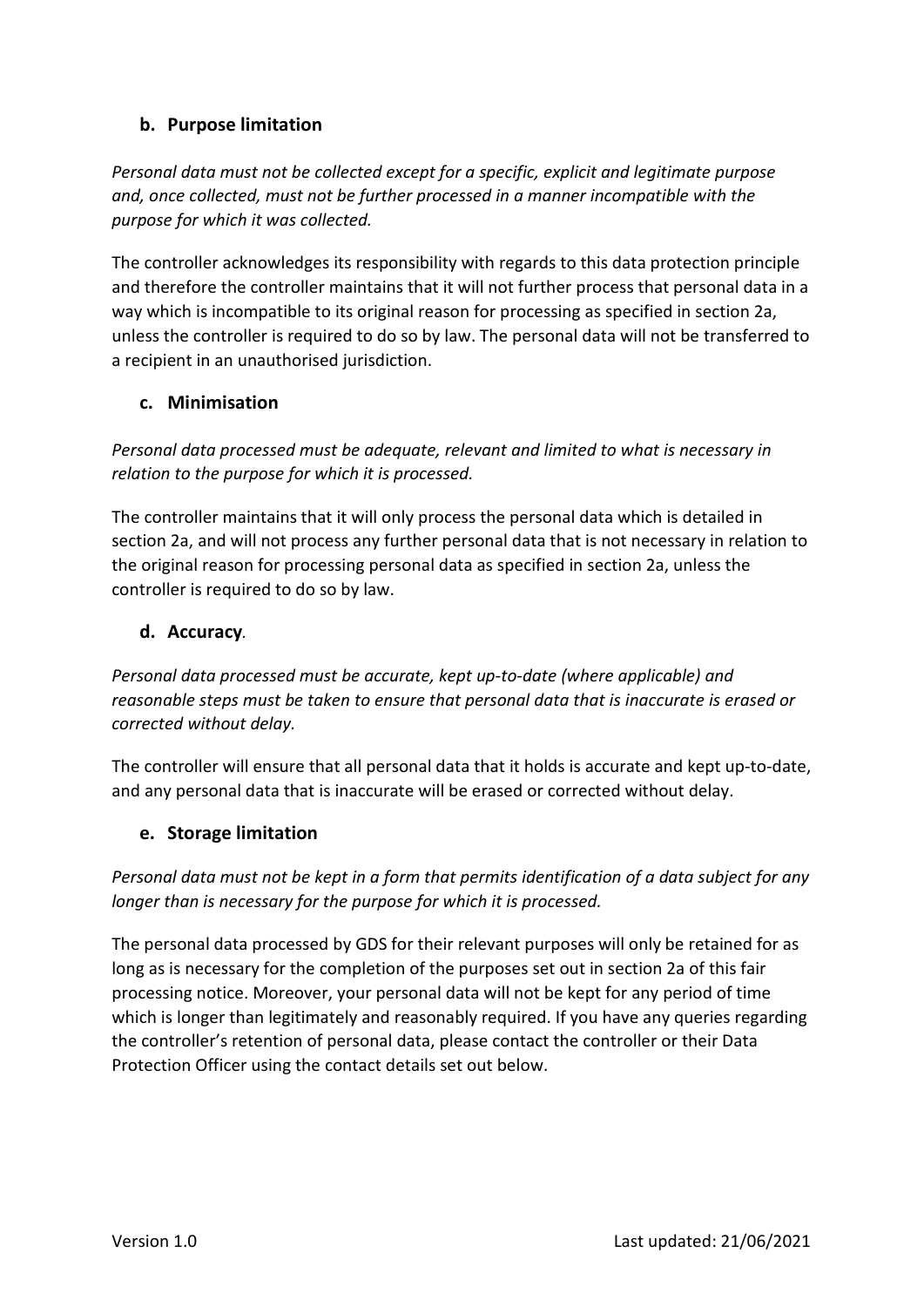### b. Purpose limitation

*Personal data must not be collected except for a specific, explicit and legitimate purpose and, once collected, must not be further processed in a manner incompatible with the purpose for which it was collected.*

The controller acknowledges its responsibility with regards to this data protection principle and therefore the controller maintains that it will not further process that personal data in a way which is incompatible to its original reason for processing as specified in section 2a, unless the controller is required to do so by law. The personal data will not be transferred to a recipient in an unauthorised jurisdiction.

### c. Minimisation

*Personal data processed must be adequate, relevant and limited to what is necessary in relation to the purpose for which it is processed.*

The controller maintains that it will only process the personal data which is detailed in section 2a, and will not process any further personal data that is not necessary in relation to the original reason for processing personal data as specified in section 2a, unless the controller is required to do so by law.

### d. Accuracy.

*Personal data processed must be accurate, kept up-to-date (where applicable) and reasonable steps must be taken to ensure that personal data that is inaccurate is erased or corrected without delay.*

The controller will ensure that all personal data that it holds is accurate and kept up-to-date, and any personal data that is inaccurate will be erased or corrected without delay.

### e. Storage limitation

*Personal data must not be kept in a form that permits identification of a data subject for any longer than is necessary for the purpose for which it is processed.*

The personal data processed by GDS for their relevant purposes will only be retained for as long as is necessary for the completion of the purposes set out in section 2a of this fair processing notice. Moreover, your personal data will not be kept for any period of time which is longer than legitimately and reasonably required. If you have any queries regarding the controller's retention of personal data, please contact the controller or their Data Protection Officer using the contact details set out below.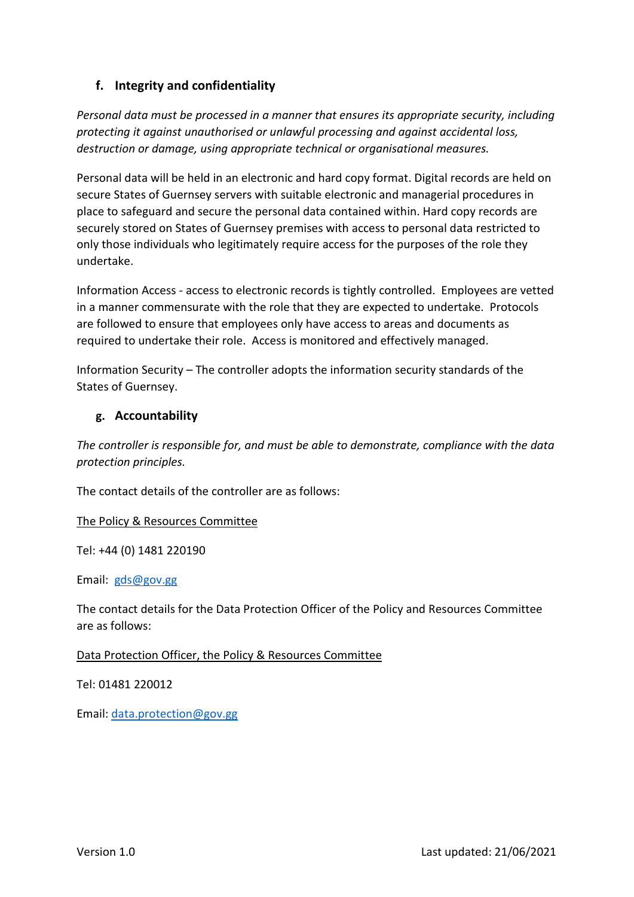### f. Integrity and confidentiality

*Personal data must be processed in a manner that ensures its appropriate security, including protecting it against unauthorised or unlawful processing and against accidental loss, destruction or damage, using appropriate technical or organisational measures.*

Personal data will be held in an electronic and hard copy format. Digital records are held on secure States of Guernsey servers with suitable electronic and managerial procedures in place to safeguard and secure the personal data contained within. Hard copy records are securely stored on States of Guernsey premises with access to personal data restricted to only those individuals who legitimately require access for the purposes of the role they undertake.

Information Access - access to electronic records is tightly controlled. Employees are vetted in a manner commensurate with the role that they are expected to undertake. Protocols are followed to ensure that employees only have access to areas and documents as required to undertake their role. Access is monitored and effectively managed.

Information Security – The controller adopts the information security standards of the States of Guernsey.

### g. Accountability

*The controller is responsible for, and must be able to demonstrate, compliance with the data protection principles.*

The contact details of the controller are as follows:

The Policy & Resources Committee

Tel: +44 (0) 1481 220190

Email: gds@gov.gg

The contact details for the Data Protection Officer of the Policy and Resources Committee are as follows:

Data Protection Officer, the Policy & Resources Committee

Tel: 01481 220012

Email: data.protection@gov.gg

Version 1.0 Last updated: 21/06/2021